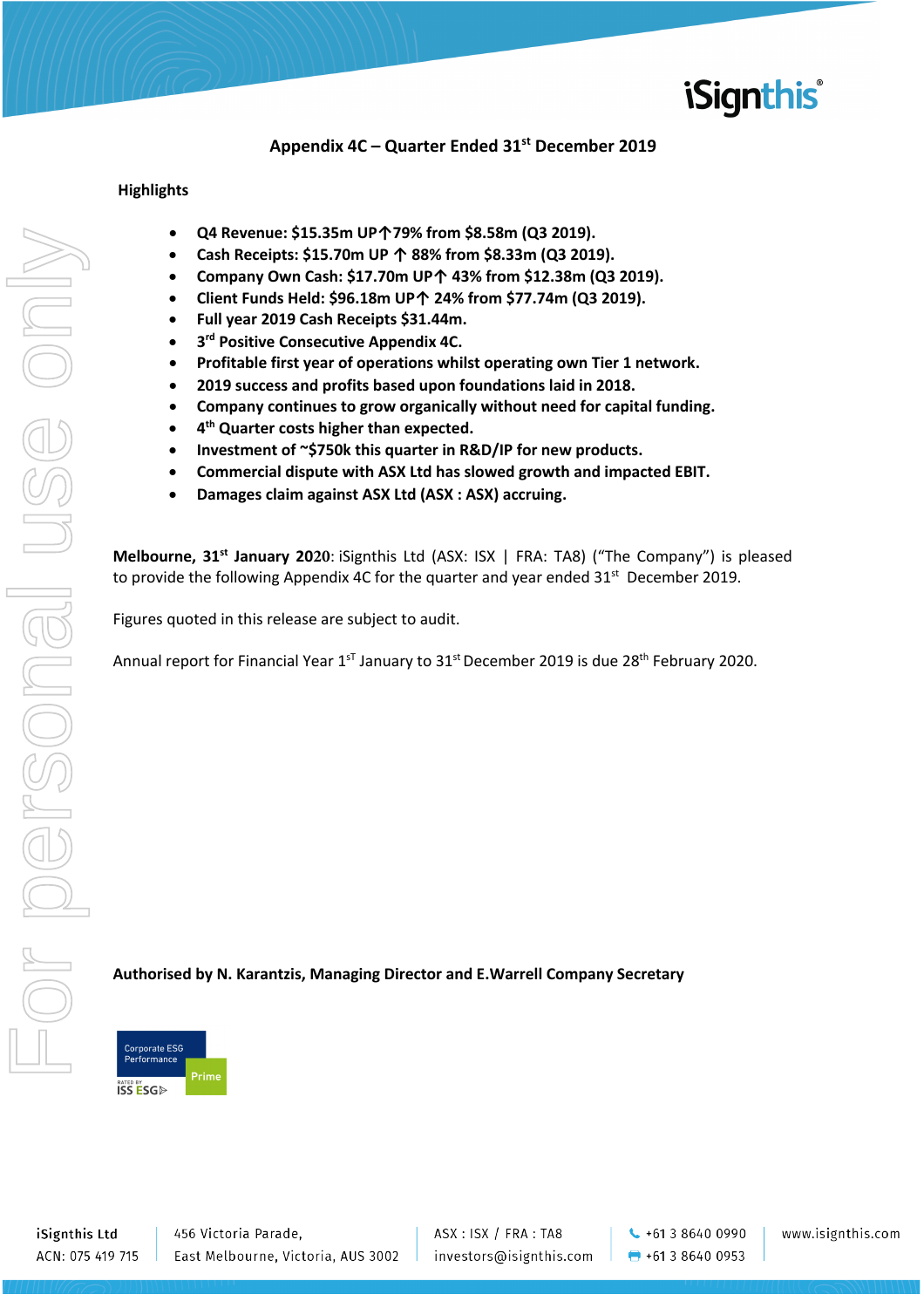## Appendix 4C – Quarter Ended 31st December 2019

### Highlights

- **Q4 Revenue: $15.35m UP↑79% from $8.58m (Q3 2019).**
- **Cash Receipts: $15.70m UP ↑ 88% from $8.33m (Q3 2019).**
- **Company Own Cash: $17.70m UP↑ 43% from $12.38m (Q3 2019).**
- **Client Funds Held: $96.18m UP↑ 24% from $77.74m (Q3 2019).**
- **Full year 2019 Cash Receipts $31.44m.**
- **3rd Positive Consecutive Appendix 4C.**
- **Profitable first year of operations whilst operating own Tier 1 network.**
- **2019 success and profits based upon foundations laid in 2018.**
- **Company continues to grow organically without need for capital funding.**
- **4th Quarter costs higher than expected.**
- **Investment of ~$750k this quarter in R&D/IP for new products.**
- **Commercial dispute with ASX Ltd has slowed growth and impacted EBIT.**
- **Damages claim against ASX Ltd (ASX : ASX) accruing.**

**Melbourne, 31st January 2020**: iSignthis Ltd (ASX: ISX | FRA: TA8) ("The Company") is pleased to provide the following Appendix 4C for the quarter and year ended 31st December 2019.

Figures quoted in this release are subject to audit.

Annual report for Financial Year 1sT January to 31st December 2019 is due 28th February 2020.

**Authorised by N. Karantzis, Managing Director and E.Warrell Company Secretary**

Corporate ESG Performance Prime
RATED BY ISS ESG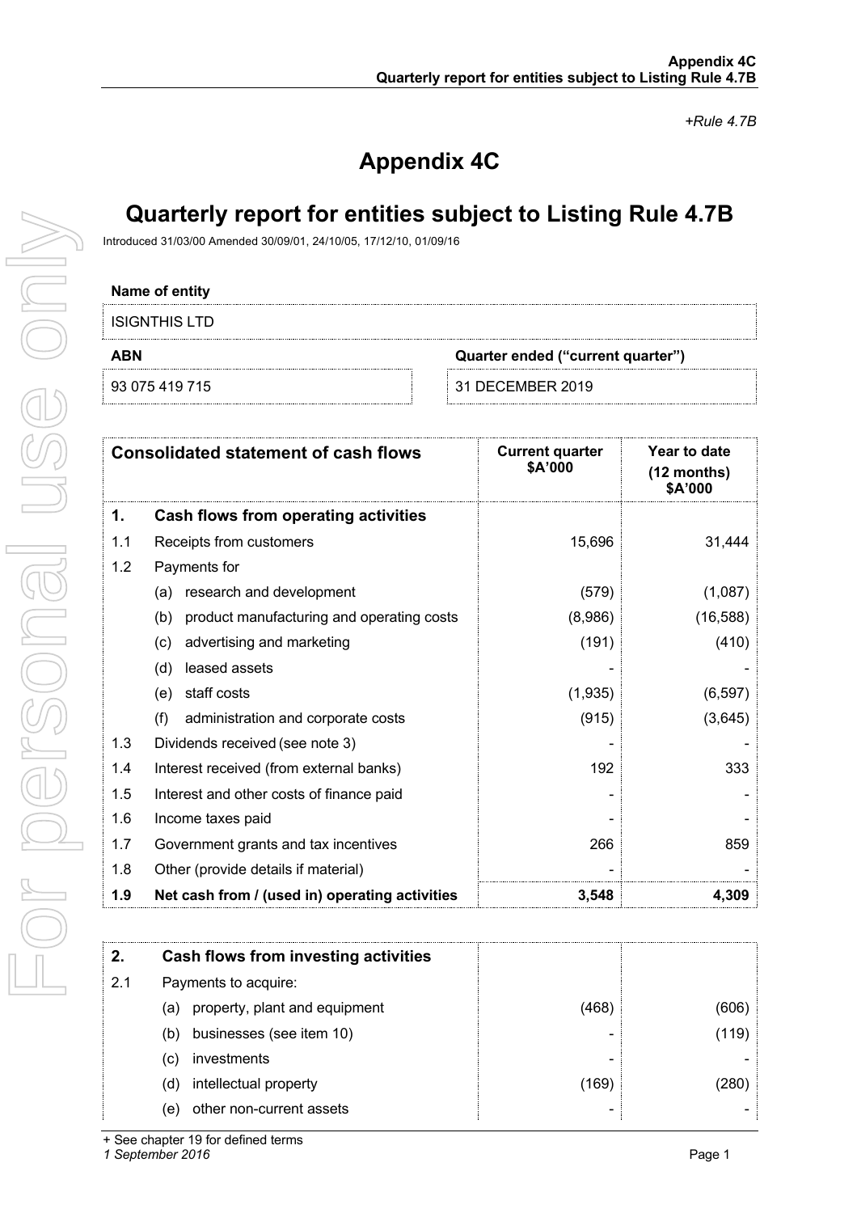+Rule 4.7B

# Appendix 4C

# Quarterly report for entities subject to Listing Rule 4.7B

Introduced 31/03/00 Amended 30/09/01, 24/10/05, 17/12/10, 01/09/16

| Name of entity | |
|---|---|
| ISIGNTHIS LTD | |
| **ABN** | **Quarter ended ("current quarter")** |
| 93 075 419 715 | 31 DECEMBER 2019 |

| | **Consolidated statement of cash flows** | **Current quarter $A'000** | **Year to date (12 months) $A'000** |
|---|---|---|---|
| **1.** | **Cash flows from operating activities** | | |
| 1.1 | Receipts from customers | 15,696 | 31,444 |
| 1.2 | Payments for | | |
| | (a) research and development | (579) | (1,087) |
| | (b) product manufacturing and operating costs | (8,986) | (16,588) |
| | (c) advertising and marketing | (191) | (410) |
| | (d) leased assets | - | - |
| | (e) staff costs | (1,935) | (6,597) |
| | (f) administration and corporate costs | (915) | (3,645) |
| 1.3 | Dividends received (see note 3) | - | - |
| 1.4 | Interest received (from external banks) | 192 | 333 |
| 1.5 | Interest and other costs of finance paid | - | - |
| 1.6 | Income taxes paid | - | - |
| 1.7 | Government grants and tax incentives | 266 | 859 |
| 1.8 | Other (provide details if material) | - | - |
| **1.9** | **Net cash from / (used in) operating activities** | **3,548** | **4,309** |

| | | | |
|---|---|---|---|
| **2.** | **Cash flows from investing activities** | | |
| 2.1 | Payments to acquire: | | |
| | (a) property, plant and equipment | (468) | (606) |
| | (b) businesses (see item 10) | - | (119) |
| | (c) investments | - | - |
| | (d) intellectual property | (169) | (280) |
| | (e) other non-current assets | - | - |

+ See chapter 19 for defined terms

*1 September 2016*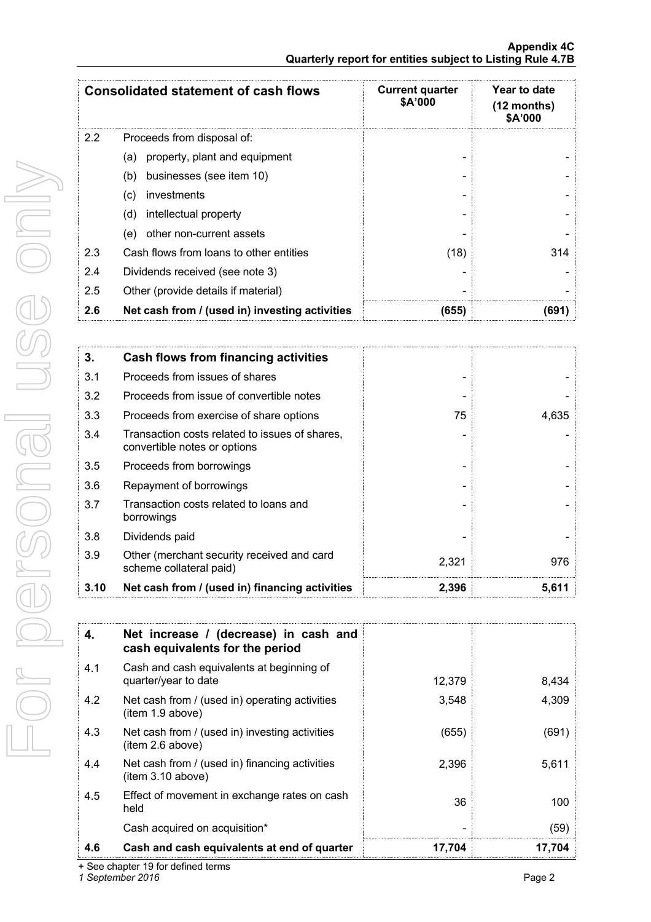| Consolidated statement of cash flows | | Current quarter $A'000 | Year to date (12 months) $A'000 |
|---|---|---|---|
| 2.2 | Proceeds from disposal of: | | |
| | (a) property, plant and equipment | - | - |
| | (b) businesses (see item 10) | - | - |
| | (c) investments | - | - |
| | (d) intellectual property | - | - |
| | (e) other non-current assets | - | - |
| 2.3 | Cash flows from loans to other entities | (18) | 314 |
| 2.4 | Dividends received (see note 3) | - | - |
| 2.5 | Other (provide details if material) | - | - |
| **2.6** | **Net cash from / (used in) investing activities** | **(655)** | **(691)** |

| **3.** | **Cash flows from financing activities** | | |
|---|---|---|---|
| 3.1 | Proceeds from issues of shares | - | - |
| 3.2 | Proceeds from issue of convertible notes | - | - |
| 3.3 | Proceeds from exercise of share options | 75 | 4,635 |
| 3.4 | Transaction costs related to issues of shares, convertible notes or options | - | - |
| 3.5 | Proceeds from borrowings | - | - |
| 3.6 | Repayment of borrowings | - | - |
| 3.7 | Transaction costs related to loans and borrowings | - | - |
| 3.8 | Dividends paid | - | - |
| 3.9 | Other (merchant security received and card scheme collateral paid) | 2,321 | 976 |
| **3.10** | **Net cash from / (used in) financing activities** | **2,396** | **5,611** |

| **4.** | **Net increase / (decrease) in cash and cash equivalents for the period** | | |
|---|---|---|---|
| 4.1 | Cash and cash equivalents at beginning of quarter/year to date | 12,379 | 8,434 |
| 4.2 | Net cash from / (used in) operating activities (item 1.9 above) | 3,548 | 4,309 |
| 4.3 | Net cash from / (used in) investing activities (item 2.6 above) | (655) | (691) |
| 4.4 | Net cash from / (used in) financing activities (item 3.10 above) | 2,396 | 5,611 |
| 4.5 | Effect of movement in exchange rates on cash held | 36 | 100 |
| | Cash acquired on acquisition* | - | (59) |
| **4.6** | **Cash and cash equivalents at end of quarter** | **17,704** | **17,704** |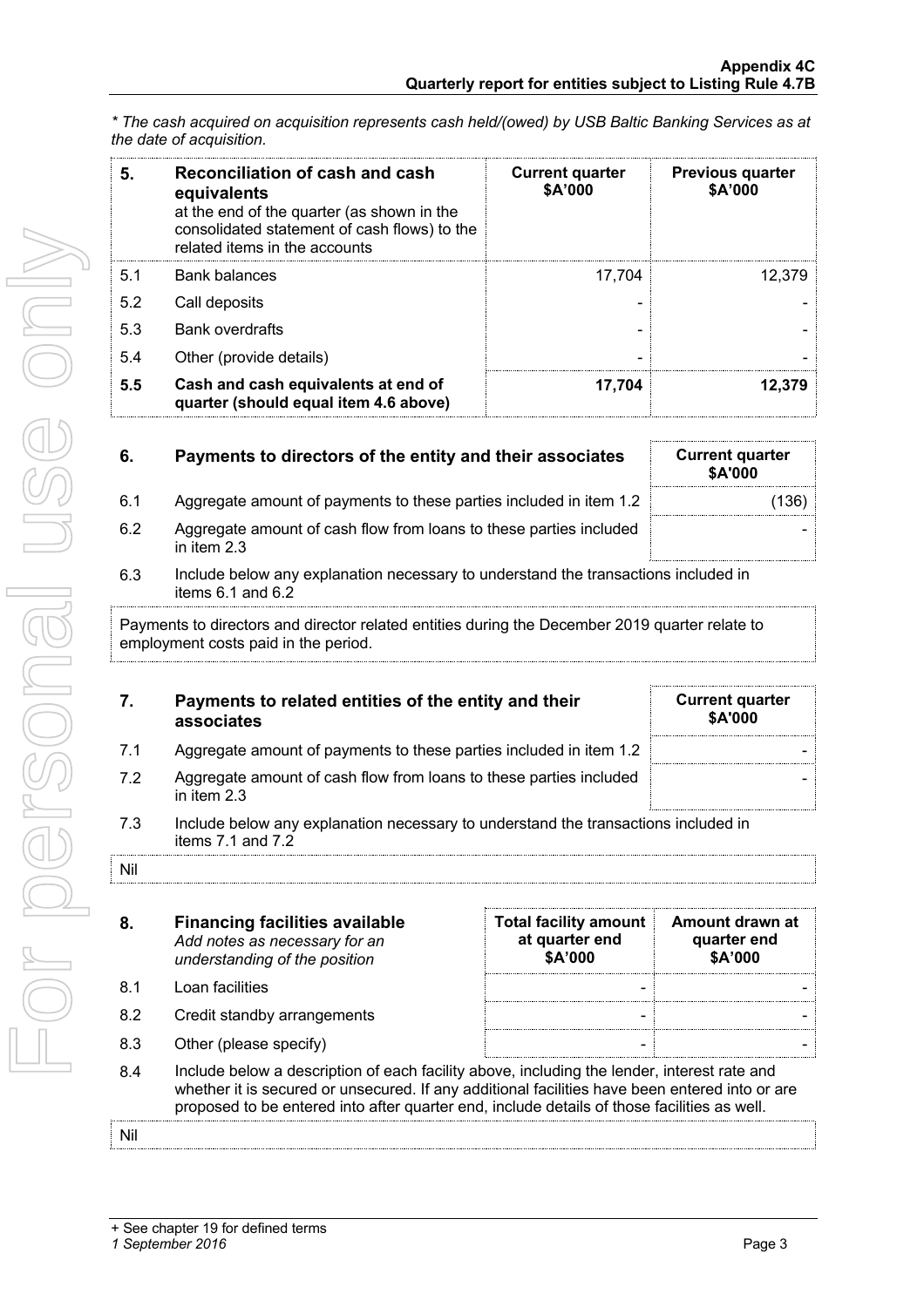*\* The cash acquired on acquisition represents cash held/(owed) by USB Baltic Banking Services as at the date of acquisition.*

| 5. | Reconciliation of cash and cash equivalents at the end of the quarter (as shown in the consolidated statement of cash flows) to the related items in the accounts | Current quarter $A'000 | Previous quarter $A'000 |
|---|---|---|---|
| 5.1 | Bank balances | 17,704 | 12,379 |
| 5.2 | Call deposits | - | - |
| 5.3 | Bank overdrafts | - | - |
| 5.4 | Other (provide details) | - | - |
| **5.5** | **Cash and cash equivalents at end of quarter (should equal item 4.6 above)** | **17,704** | **12,379** |

| 6. | Payments to directors of the entity and their associates | Current quarter $A'000 |
|---|---|---|
| 6.1 | Aggregate amount of payments to these parties included in item 1.2 | (136) |
| 6.2 | Aggregate amount of cash flow from loans to these parties included in item 2.3 | - |

6.3 Include below any explanation necessary to understand the transactions included in items 6.1 and 6.2

Payments to directors and director related entities during the December 2019 quarter relate to employment costs paid in the period.

| 7. | Payments to related entities of the entity and their associates | Current quarter $A'000 |
|---|---|---|
| 7.1 | Aggregate amount of payments to these parties included in item 1.2 | - |
| 7.2 | Aggregate amount of cash flow from loans to these parties included in item 2.3 | - |

7.3 Include below any explanation necessary to understand the transactions included in items 7.1 and 7.2

Nil

| 8. | Financing facilities available *Add notes as necessary for an understanding of the position* | Total facility amount at quarter end $A'000 | Amount drawn at quarter end $A'000 |
|---|---|---|---|
| 8.1 | Loan facilities | - | - |
| 8.2 | Credit standby arrangements | - | - |
| 8.3 | Other (please specify) | - | - |

8.4 Include below a description of each facility above, including the lender, interest rate and whether it is secured or unsecured. If any additional facilities have been entered into or are proposed to be entered into after quarter end, include details of those facilities as well.

Nil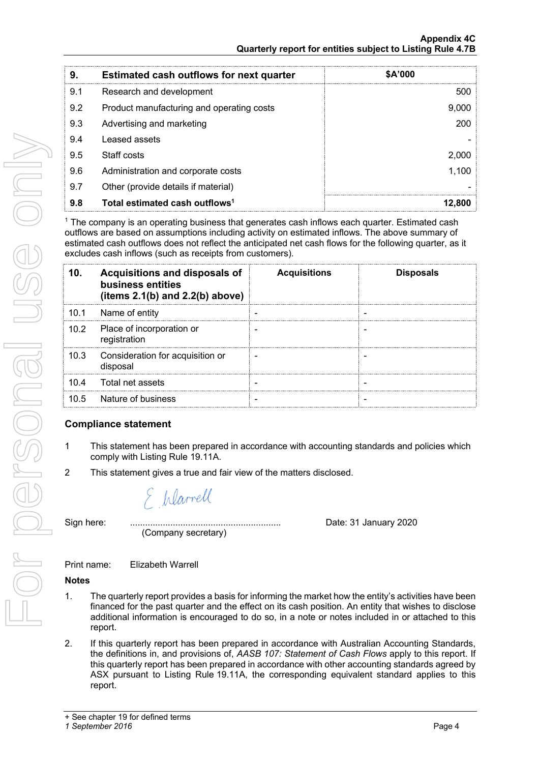| 9. | Estimated cash outflows for next quarter | $A'000 |
|---|---|---|
| 9.1 | Research and development | 500 |
| 9.2 | Product manufacturing and operating costs | 9,000 |
| 9.3 | Advertising and marketing | 200 |
| 9.4 | Leased assets | - |
| 9.5 | Staff costs | 2,000 |
| 9.6 | Administration and corporate costs | 1,100 |
| 9.7 | Other (provide details if material) | - |
| **9.8** | **Total estimated cash outflows[1]** | **12,800** |

[1] The company is an operating business that generates cash inflows each quarter. Estimated cash outflows are based on assumptions including activity on estimated inflows. The above summary of estimated cash outflows does not reflect the anticipated net cash flows for the following quarter, as it excludes cash inflows (such as receipts from customers).

| 10. | Acquisitions and disposals of business entities (items 2.1(b) and 2.2(b) above) | Acquisitions | Disposals |
|---|---|---|---|
| 10.1 | Name of entity | - | - |
| 10.2 | Place of incorporation or registration | - | - |
| 10.3 | Consideration for acquisition or disposal | - | - |
| 10.4 | Total net assets | - | - |
| 10.5 | Nature of business | - | - |

## Compliance statement

1. This statement has been prepared in accordance with accounting standards and policies which comply with Listing Rule 19.11A.
2. This statement gives a true and fair view of the matters disclosed.

Sign here: ............................................................ (Company secretary)     Date: 31 January 2020

Print name: Elizabeth Warrell

**Notes**

1. The quarterly report provides a basis for informing the market how the entity's activities have been financed for the past quarter and the effect on its cash position. An entity that wishes to disclose additional information is encouraged to do so, in a note or notes included in or attached to this report.
2. If this quarterly report has been prepared in accordance with Australian Accounting Standards, the definitions in, and provisions of, *AASB 107: Statement of Cash Flows* apply to this report. If this quarterly report has been prepared in accordance with other accounting standards agreed by ASX pursuant to Listing Rule 19.11A, the corresponding equivalent standard applies to this report.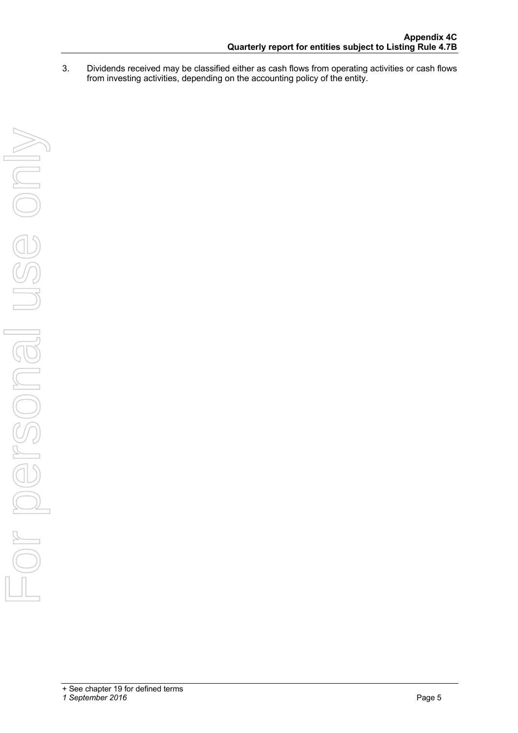3. Dividends received may be classified either as cash flows from operating activities or cash flows from investing activities, depending on the accounting policy of the entity.